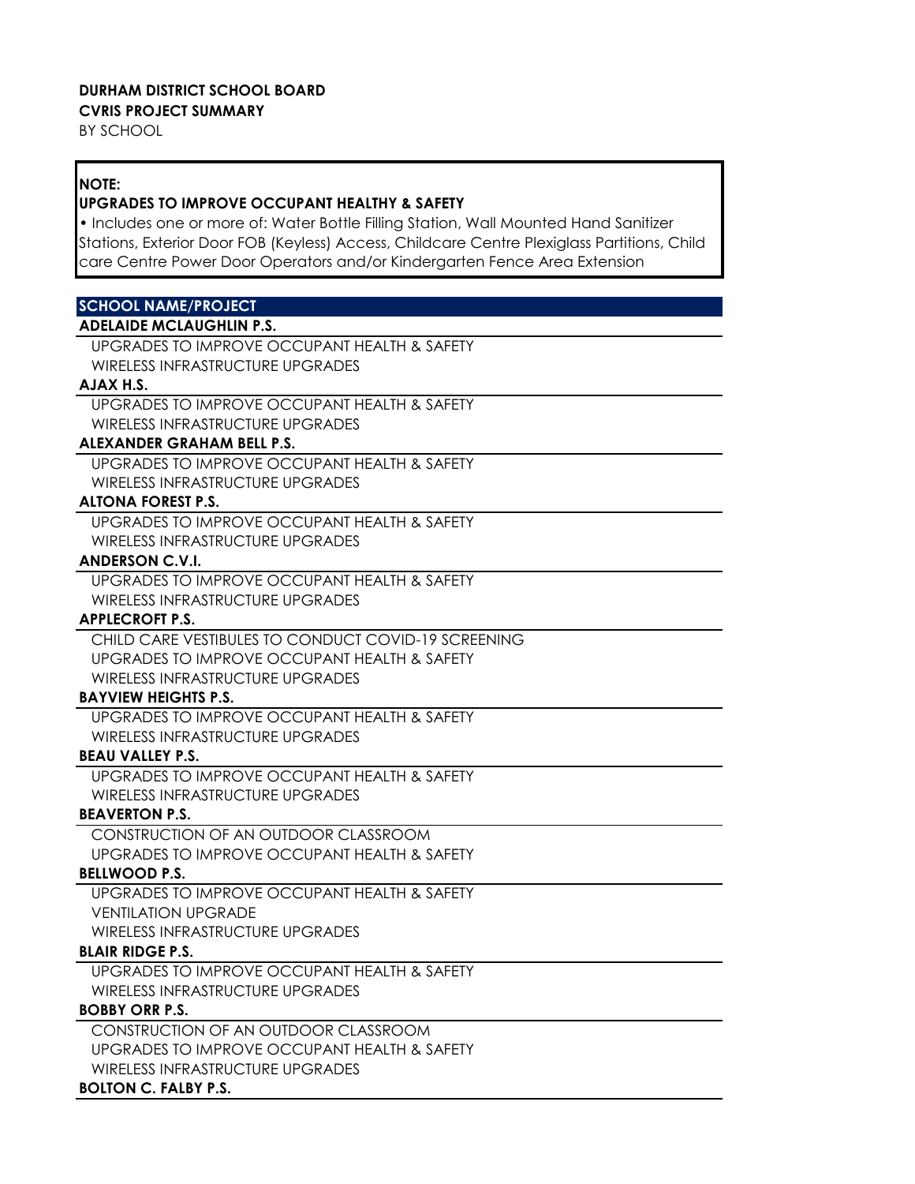**DURHAM DISTRICT SCHOOL BOARD**
**CVRIS PROJECT SUMMARY**
BY SCHOOL

**NOTE:**
**UPGRADES TO IMPROVE OCCUPANT HEALTHY & SAFETY**
• Includes one or more of: Water Bottle Filling Station, Wall Mounted Hand Sanitizer Stations, Exterior Door FOB (Keyless) Access, Childcare Centre Plexiglass Partitions, Child care Centre Power Door Operators and/or Kindergarten Fence Area Extension

| SCHOOL NAME/PROJECT |
|---|
| **ADELAIDE MCLAUGHLIN P.S.** |
| UPGRADES TO IMPROVE OCCUPANT HEALTH & SAFETY |
| WIRELESS INFRASTRUCTURE UPGRADES |
| **AJAX H.S.** |
| UPGRADES TO IMPROVE OCCUPANT HEALTH & SAFETY |
| WIRELESS INFRASTRUCTURE UPGRADES |
| **ALEXANDER GRAHAM BELL P.S.** |
| UPGRADES TO IMPROVE OCCUPANT HEALTH & SAFETY |
| WIRELESS INFRASTRUCTURE UPGRADES |
| **ALTONA FOREST P.S.** |
| UPGRADES TO IMPROVE OCCUPANT HEALTH & SAFETY |
| WIRELESS INFRASTRUCTURE UPGRADES |
| **ANDERSON C.V.I.** |
| UPGRADES TO IMPROVE OCCUPANT HEALTH & SAFETY |
| WIRELESS INFRASTRUCTURE UPGRADES |
| **APPLECROFT P.S.** |
| CHILD CARE VESTIBULES TO CONDUCT COVID-19 SCREENING |
| UPGRADES TO IMPROVE OCCUPANT HEALTH & SAFETY |
| WIRELESS INFRASTRUCTURE UPGRADES |
| **BAYVIEW HEIGHTS P.S.** |
| UPGRADES TO IMPROVE OCCUPANT HEALTH & SAFETY |
| WIRELESS INFRASTRUCTURE UPGRADES |
| **BEAU VALLEY P.S.** |
| UPGRADES TO IMPROVE OCCUPANT HEALTH & SAFETY |
| WIRELESS INFRASTRUCTURE UPGRADES |
| **BEAVERTON P.S.** |
| CONSTRUCTION OF AN OUTDOOR CLASSROOM |
| UPGRADES TO IMPROVE OCCUPANT HEALTH & SAFETY |
| **BELLWOOD P.S.** |
| UPGRADES TO IMPROVE OCCUPANT HEALTH & SAFETY |
| VENTILATION UPGRADE |
| WIRELESS INFRASTRUCTURE UPGRADES |
| **BLAIR RIDGE P.S.** |
| UPGRADES TO IMPROVE OCCUPANT HEALTH & SAFETY |
| WIRELESS INFRASTRUCTURE UPGRADES |
| **BOBBY ORR P.S.** |
| CONSTRUCTION OF AN OUTDOOR CLASSROOM |
| UPGRADES TO IMPROVE OCCUPANT HEALTH & SAFETY |
| WIRELESS INFRASTRUCTURE UPGRADES |
| **BOLTON C. FALBY P.S.** |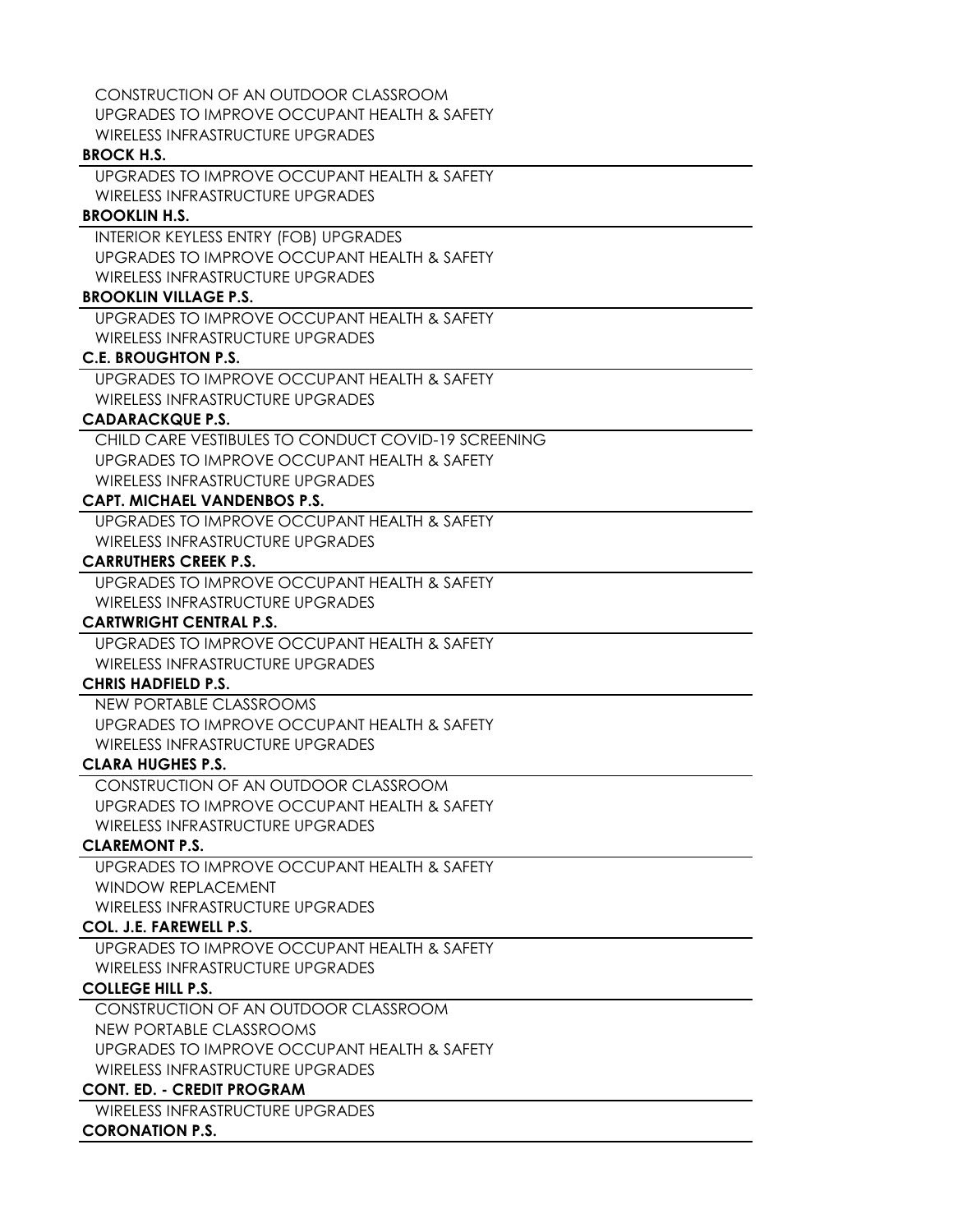CONSTRUCTION OF AN OUTDOOR CLASSROOM
UPGRADES TO IMPROVE OCCUPANT HEALTH & SAFETY
WIRELESS INFRASTRUCTURE UPGRADES

**BROCK H.S.**

UPGRADES TO IMPROVE OCCUPANT HEALTH & SAFETY
WIRELESS INFRASTRUCTURE UPGRADES

**BROOKLIN H.S.**

INTERIOR KEYLESS ENTRY (FOB) UPGRADES
UPGRADES TO IMPROVE OCCUPANT HEALTH & SAFETY
WIRELESS INFRASTRUCTURE UPGRADES

**BROOKLIN VILLAGE P.S.**

UPGRADES TO IMPROVE OCCUPANT HEALTH & SAFETY
WIRELESS INFRASTRUCTURE UPGRADES

**C.E. BROUGHTON P.S.**

UPGRADES TO IMPROVE OCCUPANT HEALTH & SAFETY
WIRELESS INFRASTRUCTURE UPGRADES

**CADARACKQUE P.S.**

CHILD CARE VESTIBULES TO CONDUCT COVID-19 SCREENING
UPGRADES TO IMPROVE OCCUPANT HEALTH & SAFETY
WIRELESS INFRASTRUCTURE UPGRADES

**CAPT. MICHAEL VANDENBOS P.S.**

UPGRADES TO IMPROVE OCCUPANT HEALTH & SAFETY
WIRELESS INFRASTRUCTURE UPGRADES

**CARRUTHERS CREEK P.S.**

UPGRADES TO IMPROVE OCCUPANT HEALTH & SAFETY
WIRELESS INFRASTRUCTURE UPGRADES

**CARTWRIGHT CENTRAL P.S.**

UPGRADES TO IMPROVE OCCUPANT HEALTH & SAFETY
WIRELESS INFRASTRUCTURE UPGRADES

**CHRIS HADFIELD P.S.**

NEW PORTABLE CLASSROOMS
UPGRADES TO IMPROVE OCCUPANT HEALTH & SAFETY
WIRELESS INFRASTRUCTURE UPGRADES

**CLARA HUGHES P.S.**

CONSTRUCTION OF AN OUTDOOR CLASSROOM
UPGRADES TO IMPROVE OCCUPANT HEALTH & SAFETY
WIRELESS INFRASTRUCTURE UPGRADES

**CLAREMONT P.S.**

UPGRADES TO IMPROVE OCCUPANT HEALTH & SAFETY
WINDOW REPLACEMENT
WIRELESS INFRASTRUCTURE UPGRADES

**COL. J.E. FAREWELL P.S.**

UPGRADES TO IMPROVE OCCUPANT HEALTH & SAFETY
WIRELESS INFRASTRUCTURE UPGRADES

**COLLEGE HILL P.S.**

CONSTRUCTION OF AN OUTDOOR CLASSROOM
NEW PORTABLE CLASSROOMS
UPGRADES TO IMPROVE OCCUPANT HEALTH & SAFETY
WIRELESS INFRASTRUCTURE UPGRADES

**CONT. ED. - CREDIT PROGRAM**

WIRELESS INFRASTRUCTURE UPGRADES

**CORONATION P.S.**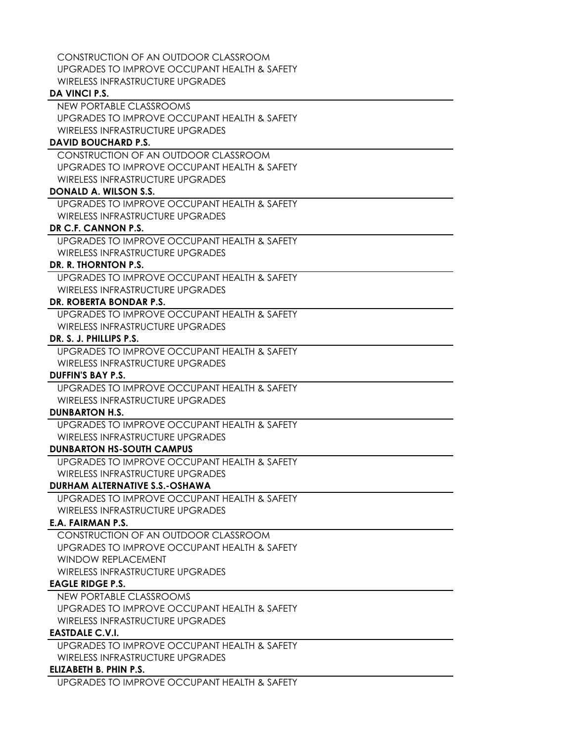CONSTRUCTION OF AN OUTDOOR CLASSROOM
UPGRADES TO IMPROVE OCCUPANT HEALTH & SAFETY
WIRELESS INFRASTRUCTURE UPGRADES

**DA VINCI P.S.**

NEW PORTABLE CLASSROOMS
UPGRADES TO IMPROVE OCCUPANT HEALTH & SAFETY
WIRELESS INFRASTRUCTURE UPGRADES

**DAVID BOUCHARD P.S.**

CONSTRUCTION OF AN OUTDOOR CLASSROOM
UPGRADES TO IMPROVE OCCUPANT HEALTH & SAFETY
WIRELESS INFRASTRUCTURE UPGRADES

**DONALD A. WILSON S.S.**

UPGRADES TO IMPROVE OCCUPANT HEALTH & SAFETY
WIRELESS INFRASTRUCTURE UPGRADES

**DR C.F. CANNON P.S.**

UPGRADES TO IMPROVE OCCUPANT HEALTH & SAFETY
WIRELESS INFRASTRUCTURE UPGRADES

**DR. R. THORNTON P.S.**

UPGRADES TO IMPROVE OCCUPANT HEALTH & SAFETY
WIRELESS INFRASTRUCTURE UPGRADES

**DR. ROBERTA BONDAR P.S.**

UPGRADES TO IMPROVE OCCUPANT HEALTH & SAFETY
WIRELESS INFRASTRUCTURE UPGRADES

**DR. S. J. PHILLIPS P.S.**

UPGRADES TO IMPROVE OCCUPANT HEALTH & SAFETY
WIRELESS INFRASTRUCTURE UPGRADES

**DUFFIN'S BAY P.S.**

UPGRADES TO IMPROVE OCCUPANT HEALTH & SAFETY
WIRELESS INFRASTRUCTURE UPGRADES

**DUNBARTON H.S.**

UPGRADES TO IMPROVE OCCUPANT HEALTH & SAFETY
WIRELESS INFRASTRUCTURE UPGRADES

**DUNBARTON HS-SOUTH CAMPUS**

UPGRADES TO IMPROVE OCCUPANT HEALTH & SAFETY
WIRELESS INFRASTRUCTURE UPGRADES

**DURHAM ALTERNATIVE S.S.-OSHAWA**

UPGRADES TO IMPROVE OCCUPANT HEALTH & SAFETY
WIRELESS INFRASTRUCTURE UPGRADES

**E.A. FAIRMAN P.S.**

CONSTRUCTION OF AN OUTDOOR CLASSROOM
UPGRADES TO IMPROVE OCCUPANT HEALTH & SAFETY
WINDOW REPLACEMENT
WIRELESS INFRASTRUCTURE UPGRADES

**EAGLE RIDGE P.S.**

NEW PORTABLE CLASSROOMS
UPGRADES TO IMPROVE OCCUPANT HEALTH & SAFETY
WIRELESS INFRASTRUCTURE UPGRADES

**EASTDALE C.V.I.**

UPGRADES TO IMPROVE OCCUPANT HEALTH & SAFETY
WIRELESS INFRASTRUCTURE UPGRADES

**ELIZABETH B. PHIN P.S.**

UPGRADES TO IMPROVE OCCUPANT HEALTH & SAFETY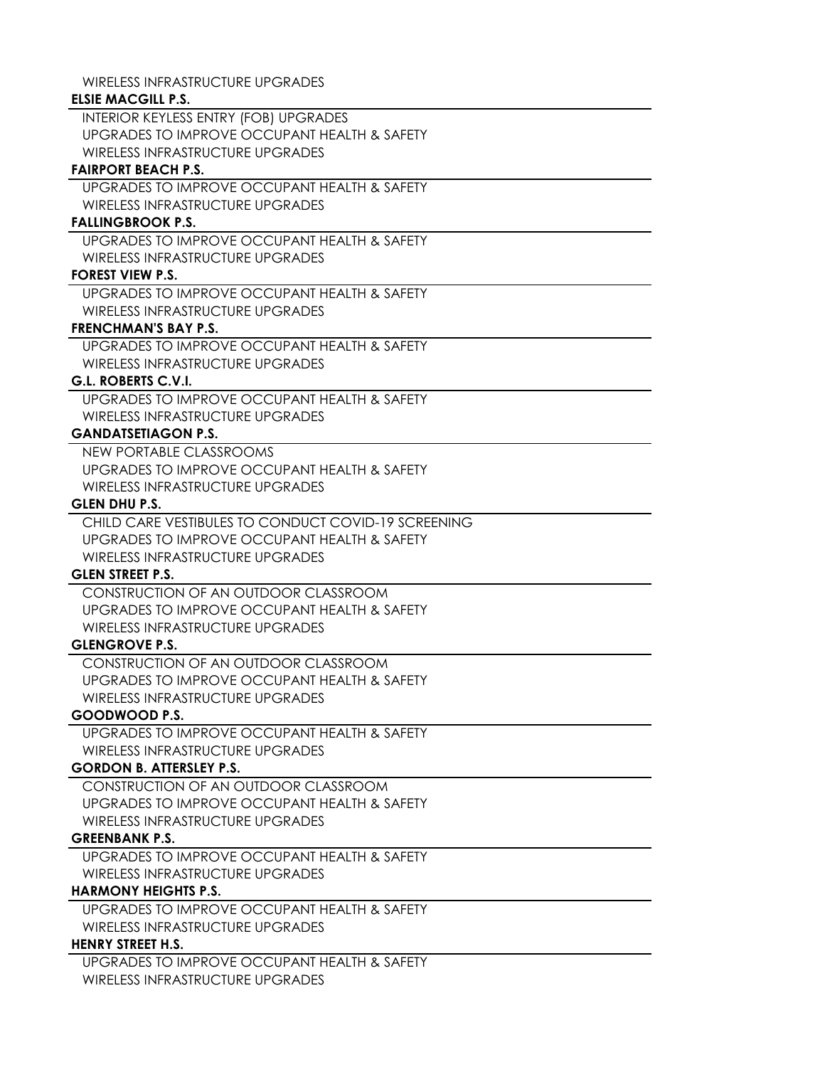WIRELESS INFRASTRUCTURE UPGRADES

**ELSIE MACGILL P.S.**

INTERIOR KEYLESS ENTRY (FOB) UPGRADES
UPGRADES TO IMPROVE OCCUPANT HEALTH & SAFETY
WIRELESS INFRASTRUCTURE UPGRADES

**FAIRPORT BEACH P.S.**

UPGRADES TO IMPROVE OCCUPANT HEALTH & SAFETY
WIRELESS INFRASTRUCTURE UPGRADES

**FALLINGBROOK P.S.**

UPGRADES TO IMPROVE OCCUPANT HEALTH & SAFETY
WIRELESS INFRASTRUCTURE UPGRADES

**FOREST VIEW P.S.**

UPGRADES TO IMPROVE OCCUPANT HEALTH & SAFETY
WIRELESS INFRASTRUCTURE UPGRADES

**FRENCHMAN'S BAY P.S.**

UPGRADES TO IMPROVE OCCUPANT HEALTH & SAFETY
WIRELESS INFRASTRUCTURE UPGRADES

**G.L. ROBERTS C.V.I.**

UPGRADES TO IMPROVE OCCUPANT HEALTH & SAFETY
WIRELESS INFRASTRUCTURE UPGRADES

**GANDATSETIAGON P.S.**

NEW PORTABLE CLASSROOMS
UPGRADES TO IMPROVE OCCUPANT HEALTH & SAFETY
WIRELESS INFRASTRUCTURE UPGRADES

**GLEN DHU P.S.**

CHILD CARE VESTIBULES TO CONDUCT COVID-19 SCREENING
UPGRADES TO IMPROVE OCCUPANT HEALTH & SAFETY
WIRELESS INFRASTRUCTURE UPGRADES

**GLEN STREET P.S.**

CONSTRUCTION OF AN OUTDOOR CLASSROOM
UPGRADES TO IMPROVE OCCUPANT HEALTH & SAFETY
WIRELESS INFRASTRUCTURE UPGRADES

**GLENGROVE P.S.**

CONSTRUCTION OF AN OUTDOOR CLASSROOM
UPGRADES TO IMPROVE OCCUPANT HEALTH & SAFETY
WIRELESS INFRASTRUCTURE UPGRADES

**GOODWOOD P.S.**

UPGRADES TO IMPROVE OCCUPANT HEALTH & SAFETY
WIRELESS INFRASTRUCTURE UPGRADES

**GORDON B. ATTERSLEY P.S.**

CONSTRUCTION OF AN OUTDOOR CLASSROOM
UPGRADES TO IMPROVE OCCUPANT HEALTH & SAFETY
WIRELESS INFRASTRUCTURE UPGRADES

**GREENBANK P.S.**

UPGRADES TO IMPROVE OCCUPANT HEALTH & SAFETY
WIRELESS INFRASTRUCTURE UPGRADES

**HARMONY HEIGHTS P.S.**

UPGRADES TO IMPROVE OCCUPANT HEALTH & SAFETY
WIRELESS INFRASTRUCTURE UPGRADES

**HENRY STREET H.S.**

UPGRADES TO IMPROVE OCCUPANT HEALTH & SAFETY
WIRELESS INFRASTRUCTURE UPGRADES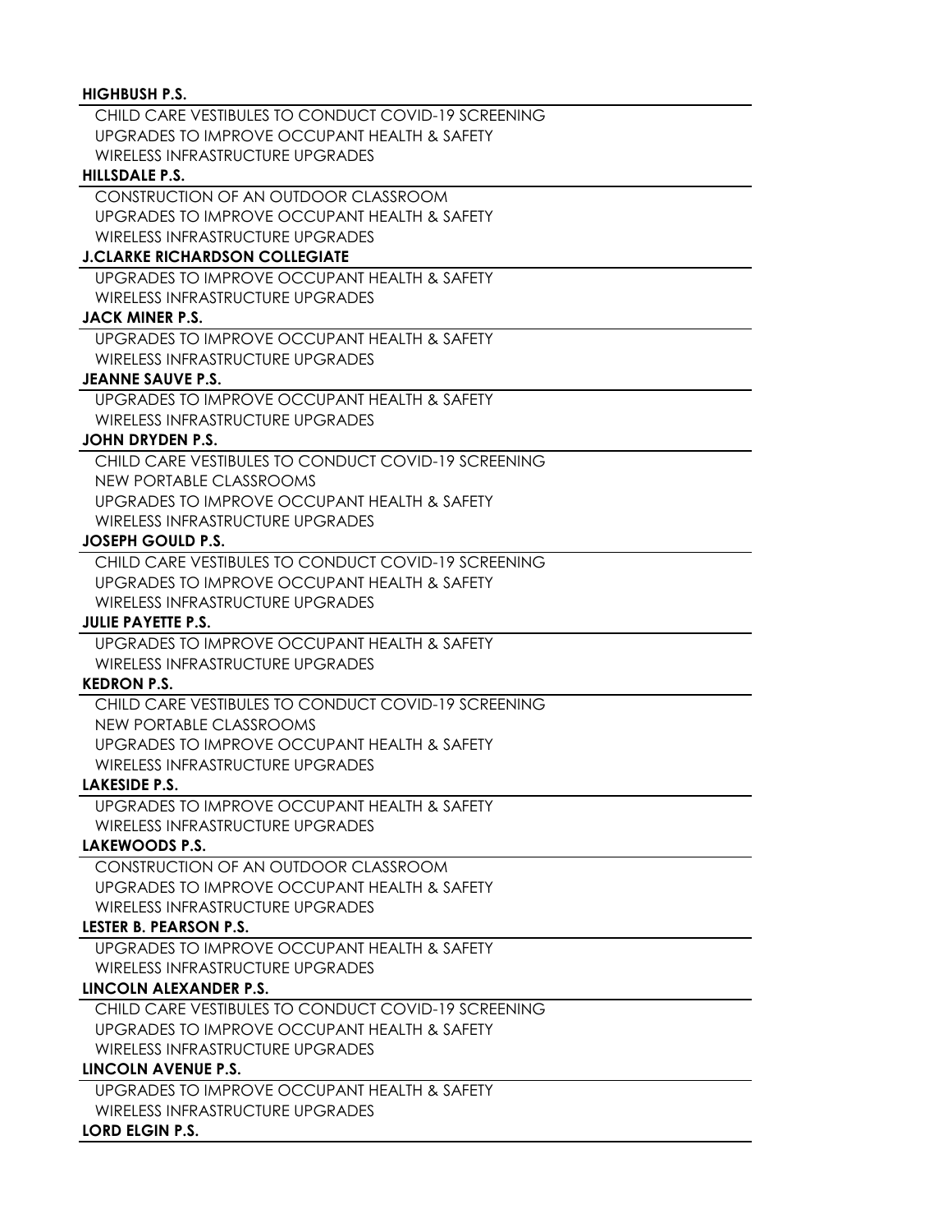**HIGHBUSH P.S.**

- CHILD CARE VESTIBULES TO CONDUCT COVID-19 SCREENING
- UPGRADES TO IMPROVE OCCUPANT HEALTH & SAFETY
- WIRELESS INFRASTRUCTURE UPGRADES

**HILLSDALE P.S.**

- CONSTRUCTION OF AN OUTDOOR CLASSROOM
- UPGRADES TO IMPROVE OCCUPANT HEALTH & SAFETY
- WIRELESS INFRASTRUCTURE UPGRADES

**J.CLARKE RICHARDSON COLLEGIATE**

- UPGRADES TO IMPROVE OCCUPANT HEALTH & SAFETY
- WIRELESS INFRASTRUCTURE UPGRADES

**JACK MINER P.S.**

- UPGRADES TO IMPROVE OCCUPANT HEALTH & SAFETY
- WIRELESS INFRASTRUCTURE UPGRADES

**JEANNE SAUVE P.S.**

- UPGRADES TO IMPROVE OCCUPANT HEALTH & SAFETY
- WIRELESS INFRASTRUCTURE UPGRADES

**JOHN DRYDEN P.S.**

- CHILD CARE VESTIBULES TO CONDUCT COVID-19 SCREENING
- NEW PORTABLE CLASSROOMS
- UPGRADES TO IMPROVE OCCUPANT HEALTH & SAFETY
- WIRELESS INFRASTRUCTURE UPGRADES

**JOSEPH GOULD P.S.**

- CHILD CARE VESTIBULES TO CONDUCT COVID-19 SCREENING
- UPGRADES TO IMPROVE OCCUPANT HEALTH & SAFETY
- WIRELESS INFRASTRUCTURE UPGRADES

**JULIE PAYETTE P.S.**

- UPGRADES TO IMPROVE OCCUPANT HEALTH & SAFETY
- WIRELESS INFRASTRUCTURE UPGRADES

**KEDRON P.S.**

- CHILD CARE VESTIBULES TO CONDUCT COVID-19 SCREENING
- NEW PORTABLE CLASSROOMS
- UPGRADES TO IMPROVE OCCUPANT HEALTH & SAFETY
- WIRELESS INFRASTRUCTURE UPGRADES

**LAKESIDE P.S.**

- UPGRADES TO IMPROVE OCCUPANT HEALTH & SAFETY
- WIRELESS INFRASTRUCTURE UPGRADES

**LAKEWOODS P.S.**

- CONSTRUCTION OF AN OUTDOOR CLASSROOM
- UPGRADES TO IMPROVE OCCUPANT HEALTH & SAFETY
- WIRELESS INFRASTRUCTURE UPGRADES

**LESTER B. PEARSON P.S.**

- UPGRADES TO IMPROVE OCCUPANT HEALTH & SAFETY
- WIRELESS INFRASTRUCTURE UPGRADES

**LINCOLN ALEXANDER P.S.**

- CHILD CARE VESTIBULES TO CONDUCT COVID-19 SCREENING
- UPGRADES TO IMPROVE OCCUPANT HEALTH & SAFETY
- WIRELESS INFRASTRUCTURE UPGRADES

**LINCOLN AVENUE P.S.**

- UPGRADES TO IMPROVE OCCUPANT HEALTH & SAFETY
- WIRELESS INFRASTRUCTURE UPGRADES

**LORD ELGIN P.S.**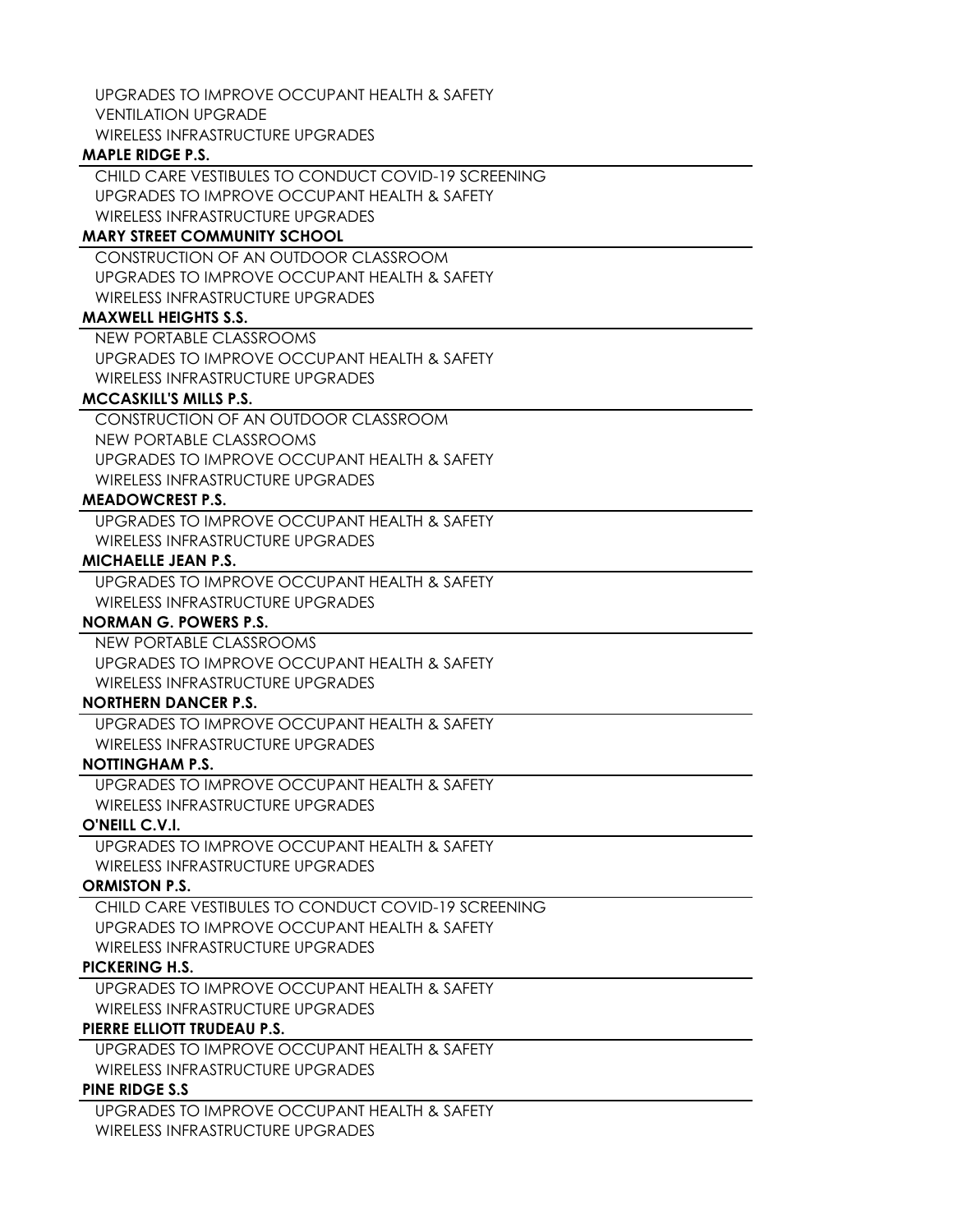UPGRADES TO IMPROVE OCCUPANT HEALTH & SAFETY
VENTILATION UPGRADE
WIRELESS INFRASTRUCTURE UPGRADES

**MAPLE RIDGE P.S.**

CHILD CARE VESTIBULES TO CONDUCT COVID-19 SCREENING
UPGRADES TO IMPROVE OCCUPANT HEALTH & SAFETY
WIRELESS INFRASTRUCTURE UPGRADES

**MARY STREET COMMUNITY SCHOOL**

CONSTRUCTION OF AN OUTDOOR CLASSROOM
UPGRADES TO IMPROVE OCCUPANT HEALTH & SAFETY
WIRELESS INFRASTRUCTURE UPGRADES

**MAXWELL HEIGHTS S.S.**

NEW PORTABLE CLASSROOMS
UPGRADES TO IMPROVE OCCUPANT HEALTH & SAFETY
WIRELESS INFRASTRUCTURE UPGRADES

**MCCASKILL'S MILLS P.S.**

CONSTRUCTION OF AN OUTDOOR CLASSROOM
NEW PORTABLE CLASSROOMS
UPGRADES TO IMPROVE OCCUPANT HEALTH & SAFETY
WIRELESS INFRASTRUCTURE UPGRADES

**MEADOWCREST P.S.**

UPGRADES TO IMPROVE OCCUPANT HEALTH & SAFETY
WIRELESS INFRASTRUCTURE UPGRADES

**MICHAELLE JEAN P.S.**

UPGRADES TO IMPROVE OCCUPANT HEALTH & SAFETY
WIRELESS INFRASTRUCTURE UPGRADES

**NORMAN G. POWERS P.S.**

NEW PORTABLE CLASSROOMS
UPGRADES TO IMPROVE OCCUPANT HEALTH & SAFETY
WIRELESS INFRASTRUCTURE UPGRADES

**NORTHERN DANCER P.S.**

UPGRADES TO IMPROVE OCCUPANT HEALTH & SAFETY
WIRELESS INFRASTRUCTURE UPGRADES

**NOTTINGHAM P.S.**

UPGRADES TO IMPROVE OCCUPANT HEALTH & SAFETY
WIRELESS INFRASTRUCTURE UPGRADES

**O'NEILL C.V.I.**

UPGRADES TO IMPROVE OCCUPANT HEALTH & SAFETY
WIRELESS INFRASTRUCTURE UPGRADES

**ORMISTON P.S.**

CHILD CARE VESTIBULES TO CONDUCT COVID-19 SCREENING
UPGRADES TO IMPROVE OCCUPANT HEALTH & SAFETY
WIRELESS INFRASTRUCTURE UPGRADES

**PICKERING H.S.**

UPGRADES TO IMPROVE OCCUPANT HEALTH & SAFETY
WIRELESS INFRASTRUCTURE UPGRADES

**PIERRE ELLIOTT TRUDEAU P.S.**

UPGRADES TO IMPROVE OCCUPANT HEALTH & SAFETY
WIRELESS INFRASTRUCTURE UPGRADES

**PINE RIDGE S.S**

UPGRADES TO IMPROVE OCCUPANT HEALTH & SAFETY
WIRELESS INFRASTRUCTURE UPGRADES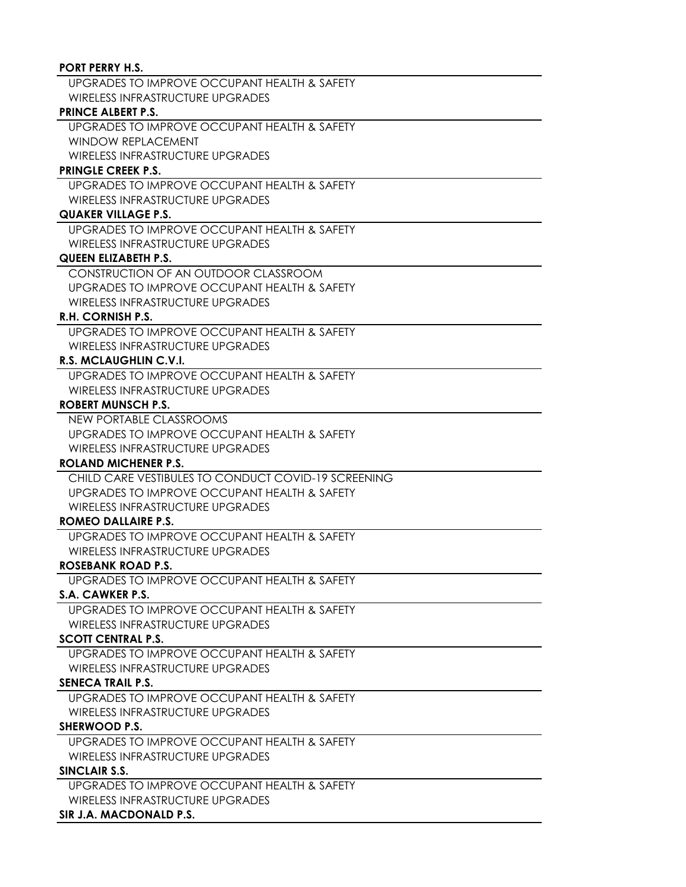**PORT PERRY H.S.**

UPGRADES TO IMPROVE OCCUPANT HEALTH & SAFETY
WIRELESS INFRASTRUCTURE UPGRADES

**PRINCE ALBERT P.S.**

UPGRADES TO IMPROVE OCCUPANT HEALTH & SAFETY
WINDOW REPLACEMENT
WIRELESS INFRASTRUCTURE UPGRADES

**PRINGLE CREEK P.S.**

UPGRADES TO IMPROVE OCCUPANT HEALTH & SAFETY
WIRELESS INFRASTRUCTURE UPGRADES

**QUAKER VILLAGE P.S.**

UPGRADES TO IMPROVE OCCUPANT HEALTH & SAFETY
WIRELESS INFRASTRUCTURE UPGRADES

**QUEEN ELIZABETH P.S.**

CONSTRUCTION OF AN OUTDOOR CLASSROOM
UPGRADES TO IMPROVE OCCUPANT HEALTH & SAFETY
WIRELESS INFRASTRUCTURE UPGRADES

**R.H. CORNISH P.S.**

UPGRADES TO IMPROVE OCCUPANT HEALTH & SAFETY
WIRELESS INFRASTRUCTURE UPGRADES

**R.S. MCLAUGHLIN C.V.I.**

UPGRADES TO IMPROVE OCCUPANT HEALTH & SAFETY
WIRELESS INFRASTRUCTURE UPGRADES

**ROBERT MUNSCH P.S.**

NEW PORTABLE CLASSROOMS
UPGRADES TO IMPROVE OCCUPANT HEALTH & SAFETY
WIRELESS INFRASTRUCTURE UPGRADES

**ROLAND MICHENER P.S.**

CHILD CARE VESTIBULES TO CONDUCT COVID-19 SCREENING
UPGRADES TO IMPROVE OCCUPANT HEALTH & SAFETY
WIRELESS INFRASTRUCTURE UPGRADES

**ROMEO DALLAIRE P.S.**

UPGRADES TO IMPROVE OCCUPANT HEALTH & SAFETY
WIRELESS INFRASTRUCTURE UPGRADES

**ROSEBANK ROAD P.S.**

UPGRADES TO IMPROVE OCCUPANT HEALTH & SAFETY

**S.A. CAWKER P.S.**

UPGRADES TO IMPROVE OCCUPANT HEALTH & SAFETY
WIRELESS INFRASTRUCTURE UPGRADES

**SCOTT CENTRAL P.S.**

UPGRADES TO IMPROVE OCCUPANT HEALTH & SAFETY
WIRELESS INFRASTRUCTURE UPGRADES

**SENECA TRAIL P.S.**

UPGRADES TO IMPROVE OCCUPANT HEALTH & SAFETY
WIRELESS INFRASTRUCTURE UPGRADES

**SHERWOOD P.S.**

UPGRADES TO IMPROVE OCCUPANT HEALTH & SAFETY
WIRELESS INFRASTRUCTURE UPGRADES

**SINCLAIR S.S.**

UPGRADES TO IMPROVE OCCUPANT HEALTH & SAFETY
WIRELESS INFRASTRUCTURE UPGRADES

**SIR J.A. MACDONALD P.S.**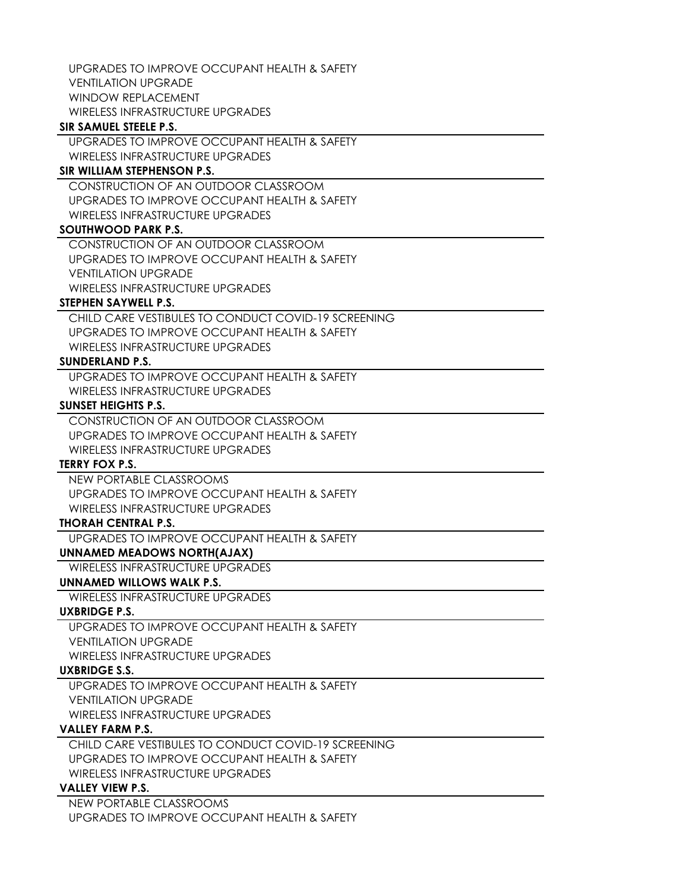UPGRADES TO IMPROVE OCCUPANT HEALTH & SAFETY
VENTILATION UPGRADE
WINDOW REPLACEMENT
WIRELESS INFRASTRUCTURE UPGRADES

**SIR SAMUEL STEELE P.S.**

UPGRADES TO IMPROVE OCCUPANT HEALTH & SAFETY
WIRELESS INFRASTRUCTURE UPGRADES

**SIR WILLIAM STEPHENSON P.S.**

CONSTRUCTION OF AN OUTDOOR CLASSROOM
UPGRADES TO IMPROVE OCCUPANT HEALTH & SAFETY
WIRELESS INFRASTRUCTURE UPGRADES

**SOUTHWOOD PARK P.S.**

CONSTRUCTION OF AN OUTDOOR CLASSROOM
UPGRADES TO IMPROVE OCCUPANT HEALTH & SAFETY
VENTILATION UPGRADE
WIRELESS INFRASTRUCTURE UPGRADES

**STEPHEN SAYWELL P.S.**

CHILD CARE VESTIBULES TO CONDUCT COVID-19 SCREENING
UPGRADES TO IMPROVE OCCUPANT HEALTH & SAFETY
WIRELESS INFRASTRUCTURE UPGRADES

**SUNDERLAND P.S.**

UPGRADES TO IMPROVE OCCUPANT HEALTH & SAFETY
WIRELESS INFRASTRUCTURE UPGRADES

**SUNSET HEIGHTS P.S.**

CONSTRUCTION OF AN OUTDOOR CLASSROOM
UPGRADES TO IMPROVE OCCUPANT HEALTH & SAFETY
WIRELESS INFRASTRUCTURE UPGRADES

**TERRY FOX P.S.**

NEW PORTABLE CLASSROOMS
UPGRADES TO IMPROVE OCCUPANT HEALTH & SAFETY
WIRELESS INFRASTRUCTURE UPGRADES

**THORAH CENTRAL P.S.**

UPGRADES TO IMPROVE OCCUPANT HEALTH & SAFETY

**UNNAMED MEADOWS NORTH(AJAX)**

WIRELESS INFRASTRUCTURE UPGRADES

**UNNAMED WILLOWS WALK P.S.**

WIRELESS INFRASTRUCTURE UPGRADES

**UXBRIDGE P.S.**

UPGRADES TO IMPROVE OCCUPANT HEALTH & SAFETY
VENTILATION UPGRADE
WIRELESS INFRASTRUCTURE UPGRADES

**UXBRIDGE S.S.**

UPGRADES TO IMPROVE OCCUPANT HEALTH & SAFETY
VENTILATION UPGRADE
WIRELESS INFRASTRUCTURE UPGRADES

**VALLEY FARM P.S.**

CHILD CARE VESTIBULES TO CONDUCT COVID-19 SCREENING
UPGRADES TO IMPROVE OCCUPANT HEALTH & SAFETY
WIRELESS INFRASTRUCTURE UPGRADES

**VALLEY VIEW P.S.**

NEW PORTABLE CLASSROOMS
UPGRADES TO IMPROVE OCCUPANT HEALTH & SAFETY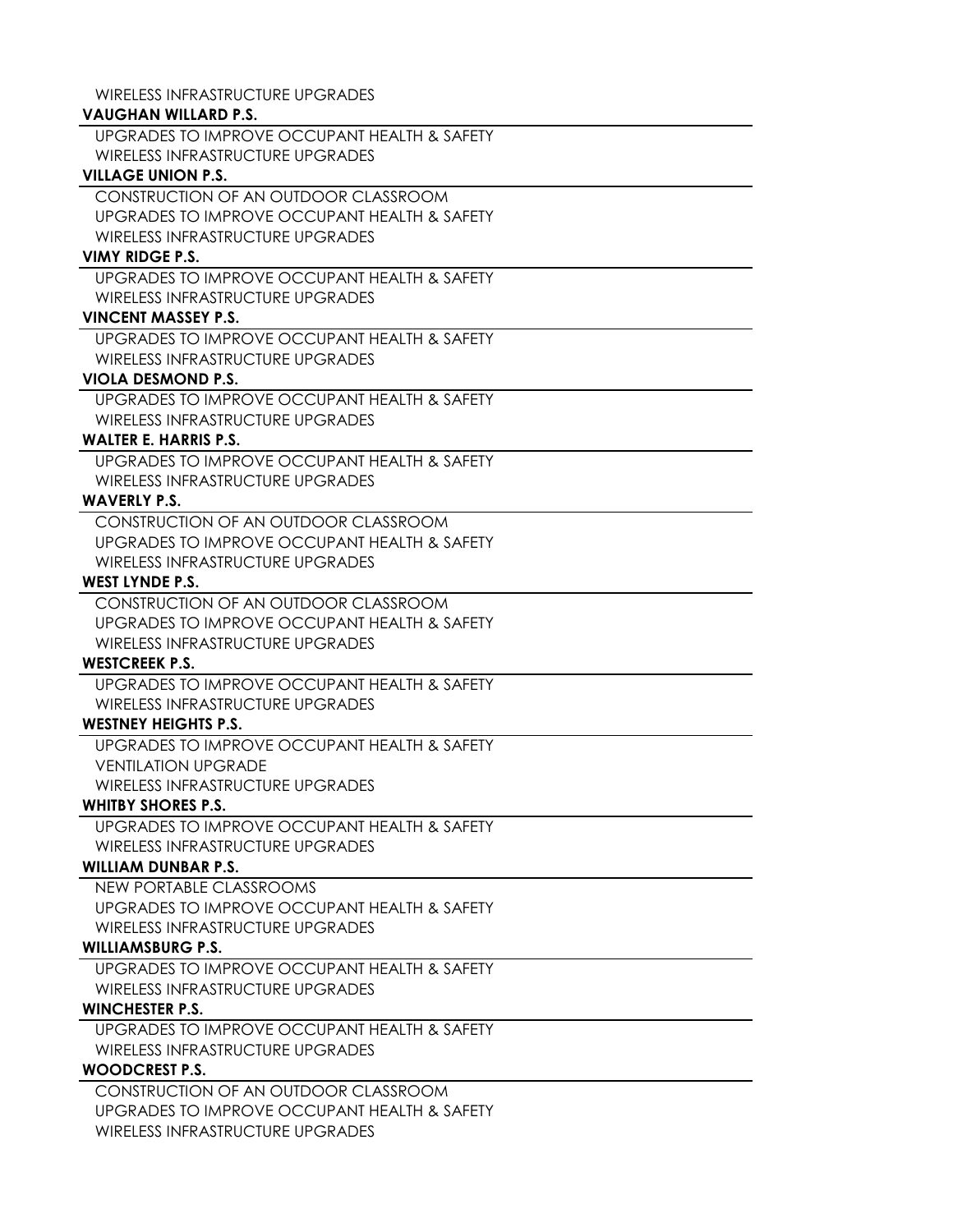WIRELESS INFRASTRUCTURE UPGRADES

**VAUGHAN WILLARD P.S.**

UPGRADES TO IMPROVE OCCUPANT HEALTH & SAFETY
WIRELESS INFRASTRUCTURE UPGRADES

**VILLAGE UNION P.S.**

CONSTRUCTION OF AN OUTDOOR CLASSROOM
UPGRADES TO IMPROVE OCCUPANT HEALTH & SAFETY
WIRELESS INFRASTRUCTURE UPGRADES

**VIMY RIDGE P.S.**

UPGRADES TO IMPROVE OCCUPANT HEALTH & SAFETY
WIRELESS INFRASTRUCTURE UPGRADES

**VINCENT MASSEY P.S.**

UPGRADES TO IMPROVE OCCUPANT HEALTH & SAFETY
WIRELESS INFRASTRUCTURE UPGRADES

**VIOLA DESMOND P.S.**

UPGRADES TO IMPROVE OCCUPANT HEALTH & SAFETY
WIRELESS INFRASTRUCTURE UPGRADES

**WALTER E. HARRIS P.S.**

UPGRADES TO IMPROVE OCCUPANT HEALTH & SAFETY
WIRELESS INFRASTRUCTURE UPGRADES

**WAVERLY P.S.**

CONSTRUCTION OF AN OUTDOOR CLASSROOM
UPGRADES TO IMPROVE OCCUPANT HEALTH & SAFETY
WIRELESS INFRASTRUCTURE UPGRADES

**WEST LYNDE P.S.**

CONSTRUCTION OF AN OUTDOOR CLASSROOM
UPGRADES TO IMPROVE OCCUPANT HEALTH & SAFETY
WIRELESS INFRASTRUCTURE UPGRADES

**WESTCREEK P.S.**

UPGRADES TO IMPROVE OCCUPANT HEALTH & SAFETY
WIRELESS INFRASTRUCTURE UPGRADES

**WESTNEY HEIGHTS P.S.**

UPGRADES TO IMPROVE OCCUPANT HEALTH & SAFETY
VENTILATION UPGRADE
WIRELESS INFRASTRUCTURE UPGRADES

**WHITBY SHORES P.S.**

UPGRADES TO IMPROVE OCCUPANT HEALTH & SAFETY
WIRELESS INFRASTRUCTURE UPGRADES

**WILLIAM DUNBAR P.S.**

NEW PORTABLE CLASSROOMS
UPGRADES TO IMPROVE OCCUPANT HEALTH & SAFETY
WIRELESS INFRASTRUCTURE UPGRADES

**WILLIAMSBURG P.S.**

UPGRADES TO IMPROVE OCCUPANT HEALTH & SAFETY
WIRELESS INFRASTRUCTURE UPGRADES

**WINCHESTER P.S.**

UPGRADES TO IMPROVE OCCUPANT HEALTH & SAFETY
WIRELESS INFRASTRUCTURE UPGRADES

**WOODCREST P.S.**

CONSTRUCTION OF AN OUTDOOR CLASSROOM
UPGRADES TO IMPROVE OCCUPANT HEALTH & SAFETY
WIRELESS INFRASTRUCTURE UPGRADES